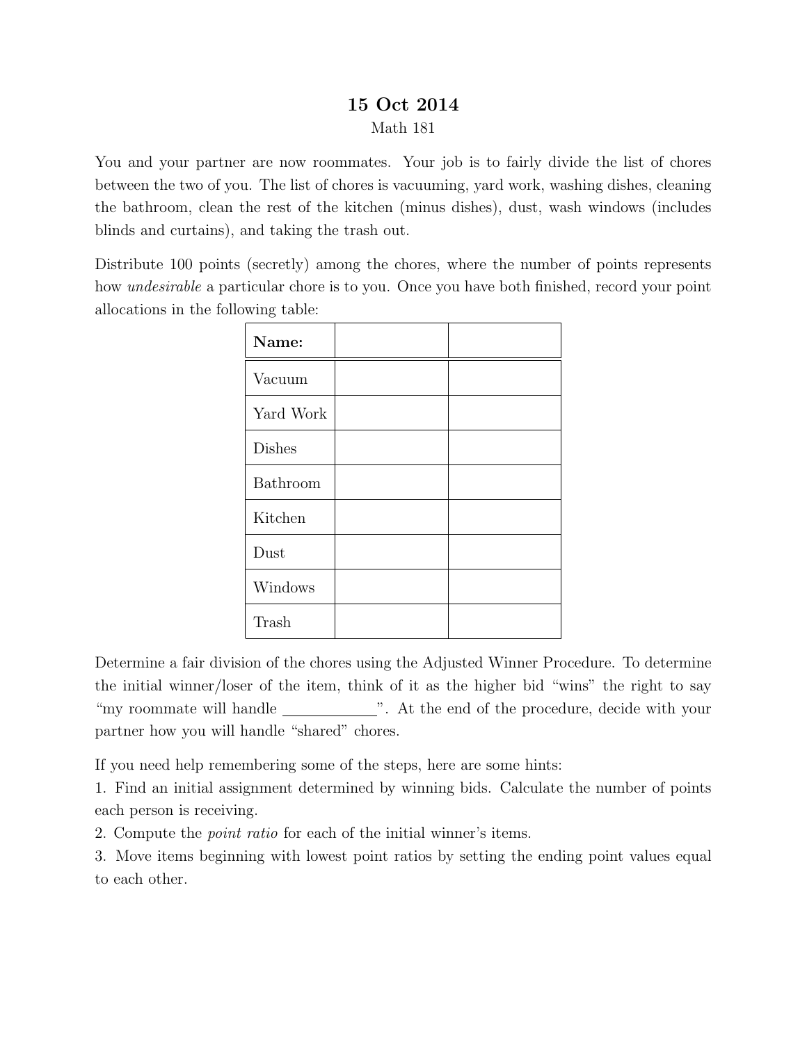# 15 Oct 2014

Math 181

You and your partner are now roommates. Your job is to fairly divide the list of chores between the two of you. The list of chores is vacuuming, yard work, washing dishes, cleaning the bathroom, clean the rest of the kitchen (minus dishes), dust, wash windows (includes blinds and curtains), and taking the trash out.

Distribute 100 points (secretly) among the chores, where the number of points represents how *undesirable* a particular chore is to you. Once you have both finished, record your point allocations in the following table:

| **Name:** | | |
|---|---|---|
| Vacuum | | |
| Yard Work | | |
| Dishes | | |
| Bathroom | | |
| Kitchen | | |
| Dust | | |
| Windows | | |
| Trash | | |

Determine a fair division of the chores using the Adjusted Winner Procedure. To determine the initial winner/loser of the item, think of it as the higher bid "wins" the right to say "my roommate will handle ____________". At the end of the procedure, decide with your partner how you will handle "shared" chores.

If you need help remembering some of the steps, here are some hints:

1. Find an initial assignment determined by winning bids. Calculate the number of points each person is receiving.
2. Compute the *point ratio* for each of the initial winner's items.
3. Move items beginning with lowest point ratios by setting the ending point values equal to each other.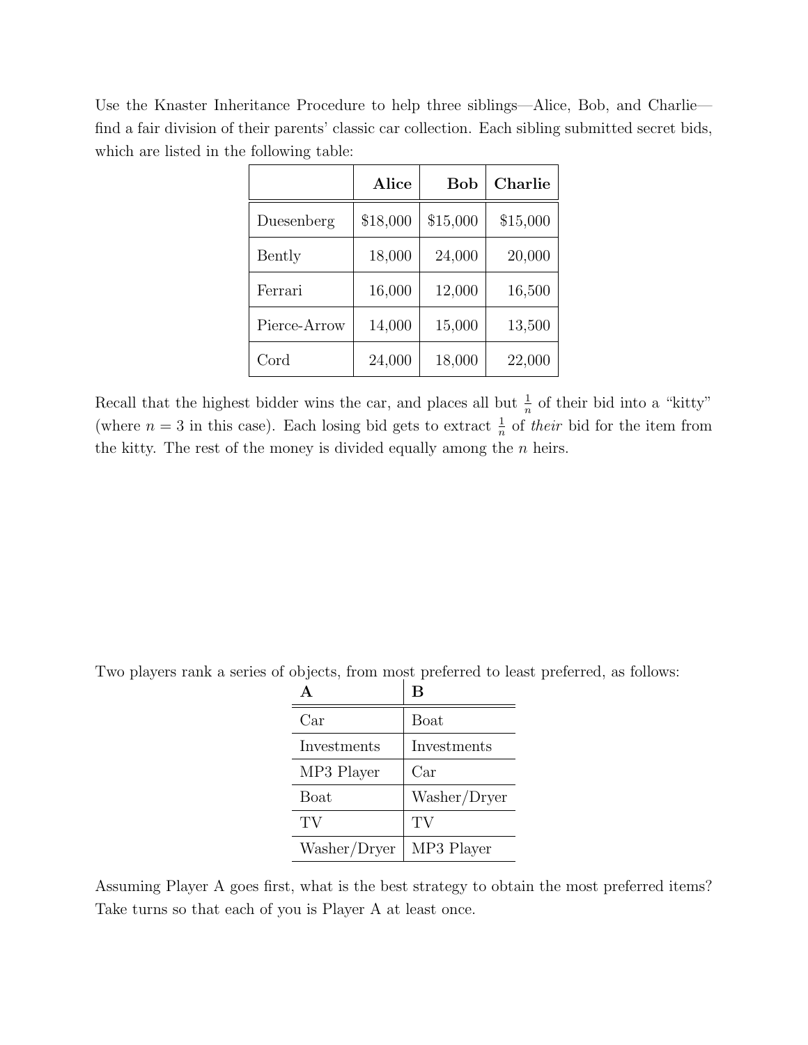Use the Knaster Inheritance Procedure to help three siblings—Alice, Bob, and Charlie—find a fair division of their parents' classic car collection. Each sibling submitted secret bids, which are listed in the following table:

| | **Alice** | **Bob** | **Charlie** |
|---|---|---|---|
| Duesenberg | $18,000 | $15,000 | $15,000 |
| Bently | 18,000 | 24,000 | 20,000 |
| Ferrari | 16,000 | 12,000 | 16,500 |
| Pierce-Arrow | 14,000 | 15,000 | 13,500 |
| Cord | 24,000 | 18,000 | 22,000 |

Recall that the highest bidder wins the car, and places all but $\frac{1}{n}$ of their bid into a "kitty" (where $n = 3$ in this case). Each losing bid gets to extract $\frac{1}{n}$ of *their* bid for the item from the kitty. The rest of the money is divided equally among the $n$ heirs.

Two players rank a series of objects, from most preferred to least preferred, as follows:

| **A** | **B** |
|---|---|
| Car | Boat |
| Investments | Investments |
| MP3 Player | Car |
| Boat | Washer/Dryer |
| TV | TV |
| Washer/Dryer | MP3 Player |

Assuming Player A goes first, what is the best strategy to obtain the most preferred items? Take turns so that each of you is Player A at least once.